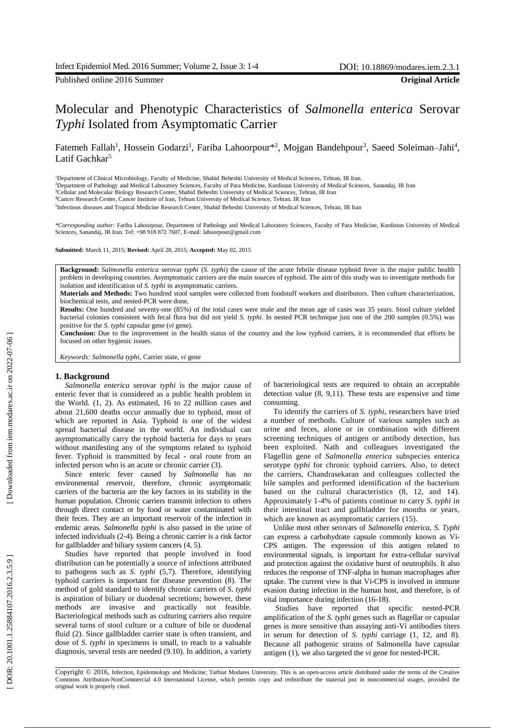# Molecular and Phenotypic Characteristics of *Salmonella enterica* Serovar *Typhi* Isolated from Asymptomatic Carrier

Fatemeh Fallah[1], Hossein Godarzi[1], Fariba Lahoorpour*[2], Mojgan Bandehpour[3], Saeed Soleiman–Jahi[4], Latif Gachkar[5]

[1]Department of Clinical Microbiology, Faculty of Medicine, Shahid Beheshti University of Medical Sciences, Tehran, IR Iran.

[2]Department of Pathology and Medical Laboratory Sciences, Faculty of Para Medicine, Kurdistan University of Medical Sciences, Sanandaj, IR Iran

[3]Cellular and Molecular Biology Research Center, Shahid Beheshti University of Medical Sciences, Tehran, IR Iran

[4]Cancer Research Center, Cancer Institute of Iran, Tehran University of Medical Science, Tehran, IR Iran

[5]Infectious diseases and Tropical Medicine Research Center, Shahid Beheshti University of Medical Sciences, Tehran, IR Iran

*\*Corresponding author:* Fariba Lahoorpour, Department of Pathology and Medical Laboratory Sciences, Faculty of Para Medicine, Kurdistan University of Medical Sciences, Sanandaj, IR Iran. Tel: +98 918 872 7607, E-mail: lahoorpour@gmail.com

**Submitted:** March 11, 2015; **Revised:** April 28, 2015; **Accepted:** May 02, 2015

**Background:** *Salmonella enterica* serovar *typhi* (*S. typhi*) the cause of the acute febrile disease typhoid fever is the major public health problem in developing countries. Asymptomatic carriers are the main sources of typhoid. The aim of this study was to investigate methods for isolation and identification of *S. typhi* in asymptomatic carriers.

**Materials and Methods:** Two hundred stool samples were collected from foodstuff workers and distributors. Then culture characterization, biochemical tests, and nested-PCR were done.

**Results:** One hundred and seventy-one (85%) of the total cases were male and the mean age of cases was 35 years. Stool culture yielded bacterial colonies consistent with fecal flora but did not yield *S. typhi*. In nested PCR technique just one of the 200 samples (0.5%) was positive for the *S. typhi* capsular gene (*vi* gene).

**Conclusion:** Due to the improvement in the health status of the country and the low typhoid carriers, it is recommended that efforts be focused on other hygienic issues.

*Keywords: Salmonella typhi*, Carrier state, *vi* gene

## 1. Background

*Salmonella enterica* serovar *typhi* is the major cause of enteric fever that is considered as a public health problem in the World. (1, 2). As estimated, 16 to 22 million cases and about 21,600 deaths occur annually due to typhoid, most of which are reported in Asia. Typhoid is one of the widest spread bacterial disease in the world. An individual can asymptomatically carry the typhoid bacteria for days to years without manifesting any of the symptoms related to typhoid fever. Typhoid is transmitted by fecal - oral route from an infected person who is an acute or chronic carrier (3).

Since enteric fever caused by *Salmonella* has no environmental reservoir, therefore, chronic asymptomatic carriers of the bacteria are the key factors in its stability in the human population. Chronic carriers transmit infection to others through direct contact or by food or water contaminated with their feces. They are an important reservoir of the infection in endemic areas. *Salmonella typhi* is also passed in the urine of infected individuals (2-4). Being a chronic carrier is a risk factor for gallbladder and biliary system cancers (4, 5).

Studies have reported that people involved in food distribution can be potentially a source of infections attributed to pathogens such as *S. typhi* (5,7). Therefore, identifying typhoid carriers is important for disease prevention (8). The method of gold standard to identify chronic carriers of *S. typhi* is aspiration of biliary or duodenal secretions; however, these methods are invasive and practically not feasible. Bacteriological methods such as culturing carriers also require several turns of stool culture or a culture of bile or duodenal fluid (2). Since gallbladder carrier state is often transient, and dose of *S. typhi* in specimens is small, to reach to a valuable diagnosis, several tests are needed (9.10). In addition, a variety of bacteriological tests are required to obtain an acceptable detection value (8, 9,11). These tests are expensive and time consuming.

To identify the carriers of *S. typhi*, researchers have tried a number of methods. Culture of various samples such as urine and feces, alone or in combination with different screening techniques of antigen or antibody detection, has been exploited. Nath and colleagues investigated the Flagellin gene of *Salmonella enterica* subspecies enterica serotype *typhi* for chronic typhoid carriers. Also, to detect the carriers, Chandrasekaran and colleagues collected the bile samples and performed identification of the bacterium based on the cultural characteristics (8, 12, and 14). Approximately 1-4% of patients continue to carry *S. typhi* in their intestinal tract and gallbladder for months or years, which are known as asymptomatic carriers (15).

Unlike most other serovars of *Salmonella enterica*, *S. Typhi* can express a carbohydrate capsule commonly known as Vi-CPS antigen. The expression of this antigen related to environmental signals, is important for extra-cellular survival and protection against the oxidative burst of neutrophils. It also reduces the response of TNF-alpha in human macrophages after uptake. The current view is that Vi-CPS is involved in immune evasion during infection in the human host, and therefore, is of vital importance during infection (16-18).

Studies have reported that specific nested-PCR amplification of the *S. typhi* genes such as flagellar or capsular genes is more sensitive than assaying anti-Vi antibodies titers in serum for detection of *S. typhi* carriage (1, 12, and 8). Because all pathogenic strains of Salmonella have capsular antigen (1), we also targeted the *vi* gene for nested-PCR.

Copyright © 2016, Infection, Epidemiology and Medicine; Tarbiat Modares University. This is an open-access article distributed under the terms of the Creative Commons Attribution-NonCommercial 4.0 International License, which permits copy and redistribute the material just in noncommercial usages, provided the original work is properly cited.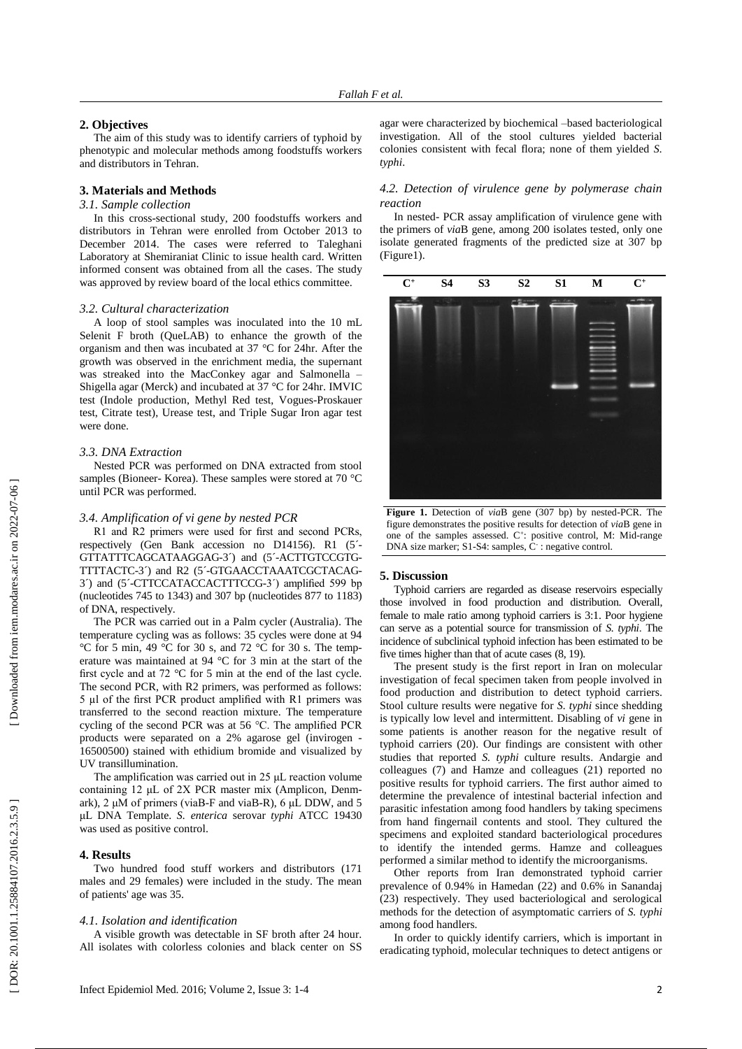## 2. Objectives

The aim of this study was to identify carriers of typhoid by phenotypic and molecular methods among foodstuffs workers and distributors in Tehran.

## 3. Materials and Methods

### 3.1. Sample collection

In this cross-sectional study, 200 foodstuffs workers and distributors in Tehran were enrolled from October 2013 to December 2014. The cases were referred to Taleghani Laboratory at Shemiraniat Clinic to issue health card. Written informed consent was obtained from all the cases. The study was approved by review board of the local ethics committee.

### 3.2. Cultural characterization

A loop of stool samples was inoculated into the 10 mL Selenit F broth (QueLAB) to enhance the growth of the organism and then was incubated at 37 °C for 24hr. After the growth was observed in the enrichment media, the supernant was streaked into the MacConkey agar and Salmonella – Shigella agar (Merck) and incubated at 37 °C for 24hr. IMVIC test (Indole production, Methyl Red test, Vogues-Proskauer test, Citrate test), Urease test, and Triple Sugar Iron agar test were done.

### 3.3. DNA Extraction

Nested PCR was performed on DNA extracted from stool samples (Bioneer- Korea). These samples were stored at 70 °C until PCR was performed.

### 3.4. Amplification of *vi* gene by nested PCR

R1 and R2 primers were used for first and second PCRs, respectively (Gen Bank accession no D14156). R1 (5´-GTTATTTCAGCATAAGGAG-3´) and (5´-ACTTGTCCGTG-TTTTACTC-3´) and R2 (5´-GTGAACCTAAATCGCTACAG-3´) and (5´-CTTCCATACCACTTTCCG-3´) amplified 599 bp (nucleotides 745 to 1343) and 307 bp (nucleotides 877 to 1183) of DNA, respectively.

The PCR was carried out in a Palm cycler (Australia). The temperature cycling was as follows: 35 cycles were done at 94 °C for 5 min, 49 °C for 30 s, and 72 °C for 30 s. The temperature was maintained at 94 °C for 3 min at the start of the first cycle and at 72 °C for 5 min at the end of the last cycle. The second PCR, with R2 primers, was performed as follows: 5 µl of the first PCR product amplified with R1 primers was transferred to the second reaction mixture. The temperature cycling of the second PCR was at 56 °C. The amplified PCR products were separated on a 2% agarose gel (invirogen - 16500500) stained with ethidium bromide and visualized by UV transillumination.

The amplification was carried out in 25 µL reaction volume containing 12 µL of 2X PCR master mix (Amplicon, Denmark), 2 µM of primers (viaB-F and viaB-R), 6 µL DDW, and 5 µL DNA Template. *S. enterica* serovar *typhi* ATCC 19430 was used as positive control.

## 4. Results

Two hundred food stuff workers and distributors (171 males and 29 females) were included in the study. The mean of patients' age was 35.

### 4.1. Isolation and identification

A visible growth was detectable in SF broth after 24 hour. All isolates with colorless colonies and black center on SS agar were characterized by biochemical –based bacteriological investigation. All of the stool cultures yielded bacterial colonies consistent with fecal flora; none of them yielded *S. typhi*.

### 4.2. Detection of virulence gene by polymerase chain reaction

In nested- PCR assay amplification of virulence gene with the primers of *via*B gene, among 200 isolates tested, only one isolate generated fragments of the predicted size at 307 bp (Figure1).

**Figure 1.** Detection of *via*B gene (307 bp) by nested-PCR. The figure demonstrates the positive results for detection of *via*B gene in one of the samples assessed. C⁺: positive control, M: Mid-range DNA size marker; S1-S4: samples, C⁻: negative control.

## 5. Discussion

Typhoid carriers are regarded as disease reservoirs especially those involved in food production and distribution. Overall, female to male ratio among typhoid carriers is 3:1. Poor hygiene can serve as a potential source for transmission of *S. typhi*. The incidence of subclinical typhoid infection has been estimated to be five times higher than that of acute cases (8, 19).

The present study is the first report in Iran on molecular investigation of fecal specimen taken from people involved in food production and distribution to detect typhoid carriers. Stool culture results were negative for *S. typhi* since shedding is typically low level and intermittent. Disabling of *vi* gene in some patients is another reason for the negative result of typhoid carriers (20). Our findings are consistent with other studies that reported *S. typhi* culture results. Andargie and colleagues (7) and Hamze and colleagues (21) reported no positive results for typhoid carriers. The first author aimed to determine the prevalence of intestinal bacterial infection and parasitic infestation among food handlers by taking specimens from hand fingernail contents and stool. They cultured the specimens and exploited standard bacteriological procedures to identify the intended germs. Hamze and colleagues performed a similar method to identify the microorganisms.

Other reports from Iran demonstrated typhoid carrier prevalence of 0.94% in Hamedan (22) and 0.6% in Sanandaj (23) respectively. They used bacteriological and serological methods for the detection of asymptomatic carriers of *S. typhi* among food handlers.

In order to quickly identify carriers, which is important in eradicating typhoid, molecular techniques to detect antigens or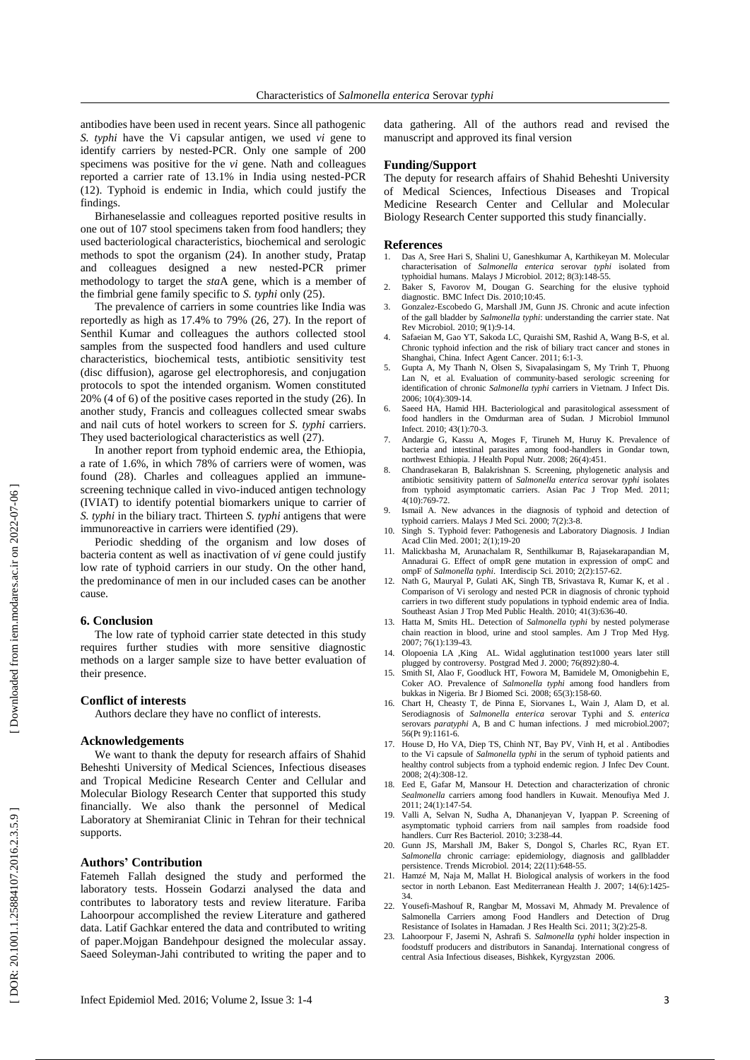antibodies have been used in recent years. Since all pathogenic *S. typhi* have the Vi capsular antigen, we used *vi* gene to identify carriers by nested-PCR. Only one sample of 200 specimens was positive for the *vi* gene. Nath and colleagues reported a carrier rate of 13.1% in India using nested-PCR (12). Typhoid is endemic in India, which could justify the findings.

Birhaneselassie and colleagues reported positive results in one out of 107 stool specimens taken from food handlers; they used bacteriological characteristics, biochemical and serologic methods to spot the organism (24). In another study, Pratap and colleagues designed a new nested-PCR primer methodology to target the *sta*A gene, which is a member of the fimbrial gene family specific to *S. typhi* only (25).

The prevalence of carriers in some countries like India was reportedly as high as 17.4% to 79% (26, 27). In the report of Senthil Kumar and colleagues the authors collected stool samples from the suspected food handlers and used culture characteristics, biochemical tests, antibiotic sensitivity test (disc diffusion), agarose gel electrophoresis, and conjugation protocols to spot the intended organism. Women constituted 20% (4 of 6) of the positive cases reported in the study (26). In another study, Francis and colleagues collected smear swabs and nail cuts of hotel workers to screen for *S. typhi* carriers. They used bacteriological characteristics as well (27).

In another report from typhoid endemic area, the Ethiopia, a rate of 1.6%, in which 78% of carriers were of women, was found (28). Charles and colleagues applied an immune-screening technique called in vivo-induced antigen technology (IVIAT) to identify potential biomarkers unique to carrier of *S. typhi* in the biliary tract. Thirteen *S. typhi* antigens that were immunoreactive in carriers were identified (29).

Periodic shedding of the organism and low doses of bacteria content as well as inactivation of *vi* gene could justify low rate of typhoid carriers in our study. On the other hand, the predominance of men in our included cases can be another cause.

## 6. Conclusion

The low rate of typhoid carrier state detected in this study requires further studies with more sensitive diagnostic methods on a larger sample size to have better evaluation of their presence.

### Conflict of interests

Authors declare they have no conflict of interests.

### Acknowledgements

We want to thank the deputy for research affairs of Shahid Beheshti University of Medical Sciences, Infectious diseases and Tropical Medicine Research Center and Cellular and Molecular Biology Research Center that supported this study financially. We also thank the personnel of Medical Laboratory at Shemiraniat Clinic in Tehran for their technical supports.

### Authors' Contribution

Fatemeh Fallah designed the study and performed the laboratory tests. Hossein Godarzi analysed the data and contributes to laboratory tests and review literature. Fariba Lahoorpour accomplished the review Literature and gathered data. Latif Gachkar entered the data and contributed to writing of paper.Mojgan Bandehpour designed the molecular assay. Saeed Soleyman-Jahi contributed to writing the paper and to data gathering. All of the authors read and revised the manuscript and approved its final version

### Funding/Support

The deputy for research affairs of Shahid Beheshti University of Medical Sciences, Infectious Diseases and Tropical Medicine Research Center and Cellular and Molecular Biology Research Center supported this study financially.

### References

1. Das A, Sree Hari S, Shalini U, Ganeshkumar A, Karthikeyan M. Molecular characterisation of *Salmonella enterica* serovar *typhi* isolated from typhoidial humans. Malays J Microbiol. 2012; 8(3):148-55.
2. Baker S, Favorov M, Dougan G. Searching for the elusive typhoid diagnostic. BMC Infect Dis. 2010;10:45.
3. Gonzalez-Escobedo G, Marshall JM, Gunn JS. Chronic and acute infection of the gall bladder by *Salmonella typhi*: understanding the carrier state. Nat Rev Microbiol. 2010; 9(1):9-14.
4. Safaeian M, Gao YT, Sakoda LC, Quraishi SM, Rashid A, Wang B-S, et al. Chronic typhoid infection and the risk of biliary tract cancer and stones in Shanghai, China. Infect Agent Cancer. 2011; 6:1-3.
5. Gupta A, My Thanh N, Olsen S, Sivapalasingam S, My Trinh T, Phuong Lan N, et al. Evaluation of community-based serologic screening for identification of chronic *Salmonella typhi* carriers in Vietnam. J Infect Dis. 2006; 10(4):309-14.
6. Saeed HA, Hamid HH. Bacteriological and parasitological assessment of food handlers in the Omdurman area of Sudan. J Microbiol Immunol Infect. 2010; 43(1):70-3.
7. Andargie G, Kassu A, Moges F, Tiruneh M, Huruy K. Prevalence of bacteria and intestinal parasites among food-handlers in Gondar town, northwest Ethiopia. J Health Popul Nutr. 2008; 26(4):451.
8. Chandrasekaran B, Balakrishnan S. Screening, phylogenetic analysis and antibiotic sensitivity pattern of *Salmonella enterica* serovar *typhi* isolates from typhoid asymptomatic carriers. Asian Pac J Trop Med. 2011; 4(10):769-72.
9. Ismail A. New advances in the diagnosis of typhoid and detection of typhoid carriers. Malays J Med Sci. 2000; 7(2):3-8.
10. Singh S. Typhoid fever: Pathogenesis and Laboratory Diagnosis. J Indian Acad Clin Med. 2001; 2(1);19-20
11. Malickbasha M, Arunachalam R, Senthilkumar B, Rajasekarapandian M, Annadurai G. Effect of ompR gene mutation in expression of ompC and ompF of *Salmonella typhi*. Interdiscip Sci. 2010; 2(2):157-62.
12. Nath G, Mauryal P, Gulati AK, Singh TB, Srivastava R, Kumar K, et al . Comparison of Vi serology and nested PCR in diagnosis of chronic typhoid carriers in two different study populations in typhoid endemic area of India. Southeast Asian J Trop Med Public Health. 2010; 41(3):636-40.
13. Hatta M, Smits HL. Detection of *Salmonella typhi* by nested polymerase chain reaction in blood, urine and stool samples. Am J Trop Med Hyg. 2007; 76(1):139-43.
14. Olopoenia LA ,King AL. Widal agglutination test1000 years later still plugged by controversy. Postgrad Med J. 2000; 76(892):80-4.
15. Smith SI, Alao F, Goodluck HT, Fowora M, Bamidele M, Omonigbehin E, Coker AO. Prevalence of *Salmonella typhi* among food handlers from bukkas in Nigeria. Br J Biomed Sci. 2008; 65(3):158-60.
16. Chart H, Cheasty T, de Pinna E, Siorvanes L, Wain J, Alam D, et al. Serodiagnosis of *Salmonella enterica* serovar Typhi and *S. enterica* serovars *paratyphi* A, B and C human infections. J med microbiol.2007; 56(Pt 9):1161-6.
17. House D, Ho VA, Diep TS, Chinh NT, Bay PV, Vinh H, et al . Antibodies to the Vi capsule of *Salmonella typhi* in the serum of typhoid patients and healthy control subjects from a typhoid endemic region. J Infec Dev Count. 2008; 2(4):308-12.
18. Eed E, Gafar M, Mansour H. Detection and characterization of chronic *Sealmonella* carriers among food handlers in Kuwait. Menoufiya Med J. 2011; 24(1):147-54.
19. Valli A, Selvan N, Sudha A, Dhananjeyan V, Iyappan P. Screening of asymptomatic typhoid carriers from nail samples from roadside food handlers. Curr Res Bacteriol. 2010; 3:238-44.
20. Gunn JS, Marshall JM, Baker S, Dongol S, Charles RC, Ryan ET. *Salmonella* chronic carriage: epidemiology, diagnosis and gallbladder persistence. Trends Microbiol. 2014; 22(11):648-55.
21. Hamzé M, Naja M, Mallat H. Biological analysis of workers in the food sector in north Lebanon. East Mediterranean Health J. 2007; 14(6):1425-34.
22. Yousefi-Mashouf R, Rangbar M, Mossavi M, Ahmady M. Prevalence of Salmonella Carriers among Food Handlers and Detection of Drug Resistance of Isolates in Hamadan. J Res Health Sci. 2011; 3(2):25-8.
23. Lahoorpour F, Jasemi N, Ashrafi S. *Salmonella typhi* holder inspection in foodstuff producers and distributors in Sanandaj. International congress of central Asia Infectious diseases, Bishkek, Kyrgyzstan 2006.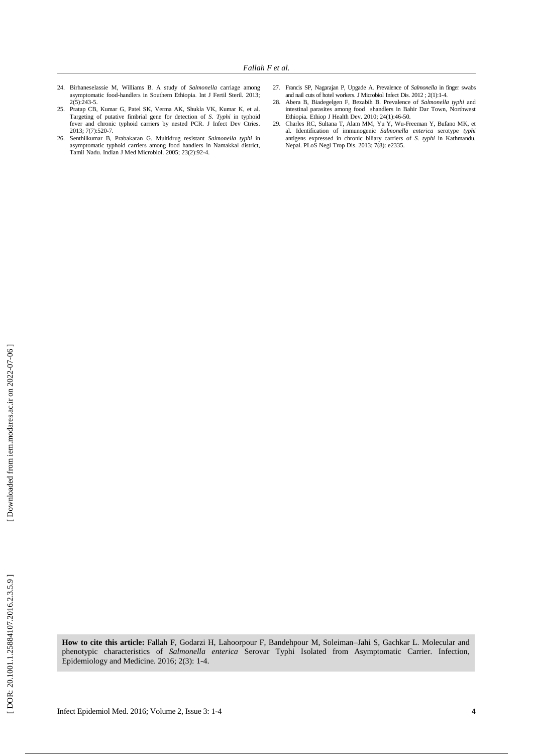24. Birhaneselassie M, Williams B. A study of *Salmonella* carriage among asymptomatic food-handlers in Southern Ethiopia. Int J Fertil Steril. 2013; 2(5):243-5.
25. Pratap CB, Kumar G, Patel SK, Verma AK, Shukla VK, Kumar K, et al. Targeting of putative fimbrial gene for detection of *S. Typhi* in typhoid fever and chronic typhoid carriers by nested PCR. J Infect Dev Ctries. 2013; 7(7):520-7.
26. Senthilkumar B, Prabakaran G. Multidrug resistant *Salmonella typhi* in asymptomatic typhoid carriers among food handlers in Namakkal district, Tamil Nadu. Indian J Med Microbiol. 2005; 23(2):92-4.
27. Francis SP, Nagarajan P, Upgade A. Prevalence of *Salmonella* in finger swabs and nail cuts of hotel workers. J Microbiol Infect Dis. 2012 ; 2(1):1-4.
28. Abera B, Biadegelgen F, Bezabih B. Prevalence of *Salmonella typhi* and intestinal parasites among food shandlers in Bahir Dar Town, Northwest Ethiopia. Ethiop J Health Dev. 2010; 24(1):46-50.
29. Charles RC, Sultana T, Alam MM, Yu Y, Wu-Freeman Y, Bufano MK, et al. Identification of immunogenic *Salmonella enterica* serotype *typhi* antigens expressed in chronic biliary carriers of *S. typhi* in Kathmandu, Nepal. PLoS Negl Trop Dis. 2013; 7(8): e2335.

**How to cite this article:** Fallah F, Godarzi H, Lahoorpour F, Bandehpour M, Soleiman–Jahi S, Gachkar L. Molecular and phenotypic characteristics of *Salmonella enterica* Serovar Typhi Isolated from Asymptomatic Carrier. Infection, Epidemiology and Medicine. 2016; 2(3): 1-4.